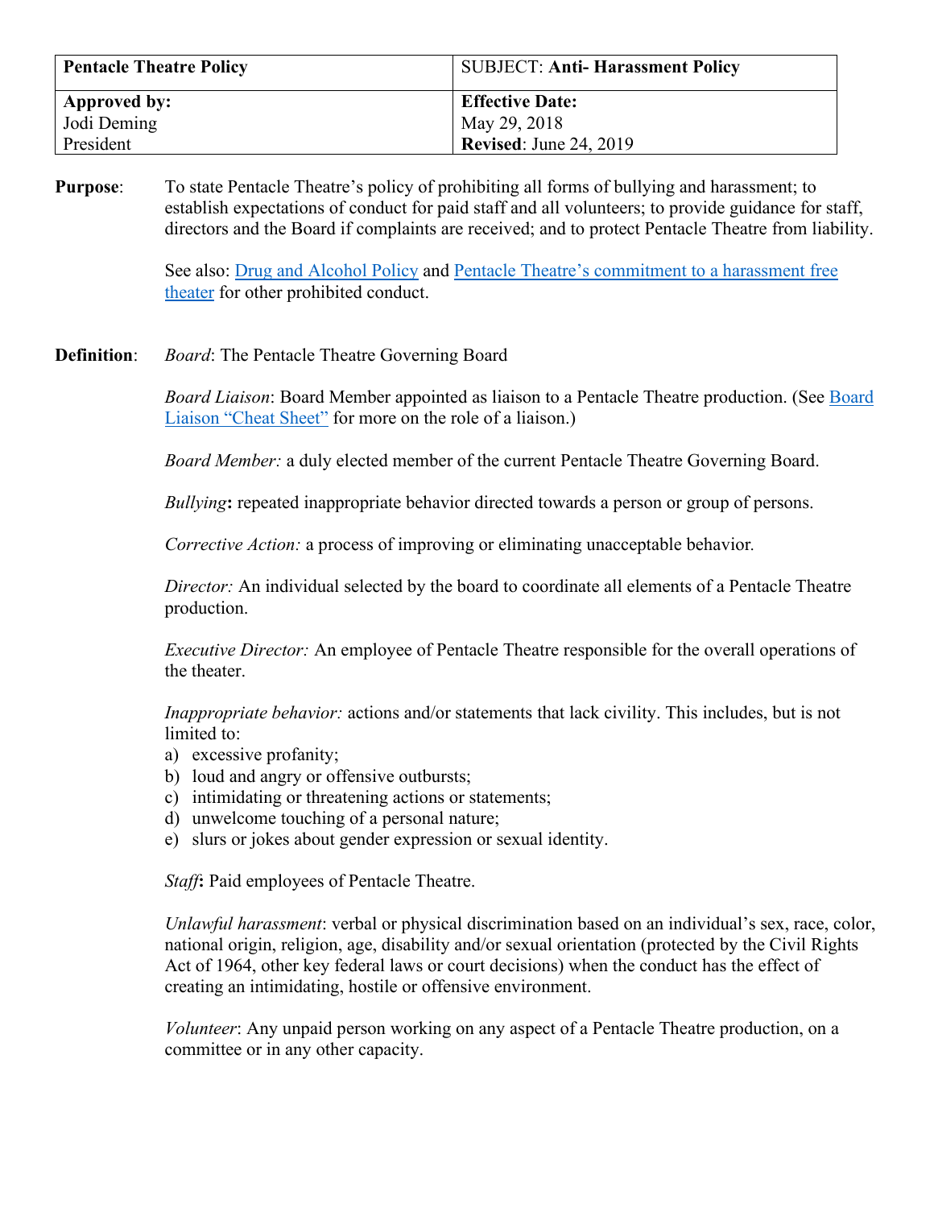| **Pentacle Theatre Policy** | SUBJECT: **Anti- Harassment Policy** |
|---|---|
| **Approved by:**<br>Jodi Deming<br>President | **Effective Date:**<br>May 29, 2018<br>**Revised**: June 24, 2019 |

**Purpose**: To state Pentacle Theatre's policy of prohibiting all forms of bullying and harassment; to establish expectations of conduct for paid staff and all volunteers; to provide guidance for staff, directors and the Board if complaints are received; and to protect Pentacle Theatre from liability.

See also: Drug and Alcohol Policy and Pentacle Theatre's commitment to a harassment free theater for other prohibited conduct.

**Definition**: *Board*: The Pentacle Theatre Governing Board

*Board Liaison*: Board Member appointed as liaison to a Pentacle Theatre production. (See Board Liaison "Cheat Sheet" for more on the role of a liaison.)

*Board Member:* a duly elected member of the current Pentacle Theatre Governing Board.

*Bullying***:** repeated inappropriate behavior directed towards a person or group of persons.

*Corrective Action:* a process of improving or eliminating unacceptable behavior.

*Director:* An individual selected by the board to coordinate all elements of a Pentacle Theatre production.

*Executive Director:* An employee of Pentacle Theatre responsible for the overall operations of the theater.

*Inappropriate behavior:* actions and/or statements that lack civility. This includes, but is not limited to:

a) excessive profanity;
b) loud and angry or offensive outbursts;
c) intimidating or threatening actions or statements;
d) unwelcome touching of a personal nature;
e) slurs or jokes about gender expression or sexual identity.

*Staff***:** Paid employees of Pentacle Theatre.

*Unlawful harassment*: verbal or physical discrimination based on an individual's sex, race, color, national origin, religion, age, disability and/or sexual orientation (protected by the Civil Rights Act of 1964, other key federal laws or court decisions) when the conduct has the effect of creating an intimidating, hostile or offensive environment.

*Volunteer*: Any unpaid person working on any aspect of a Pentacle Theatre production, on a committee or in any other capacity.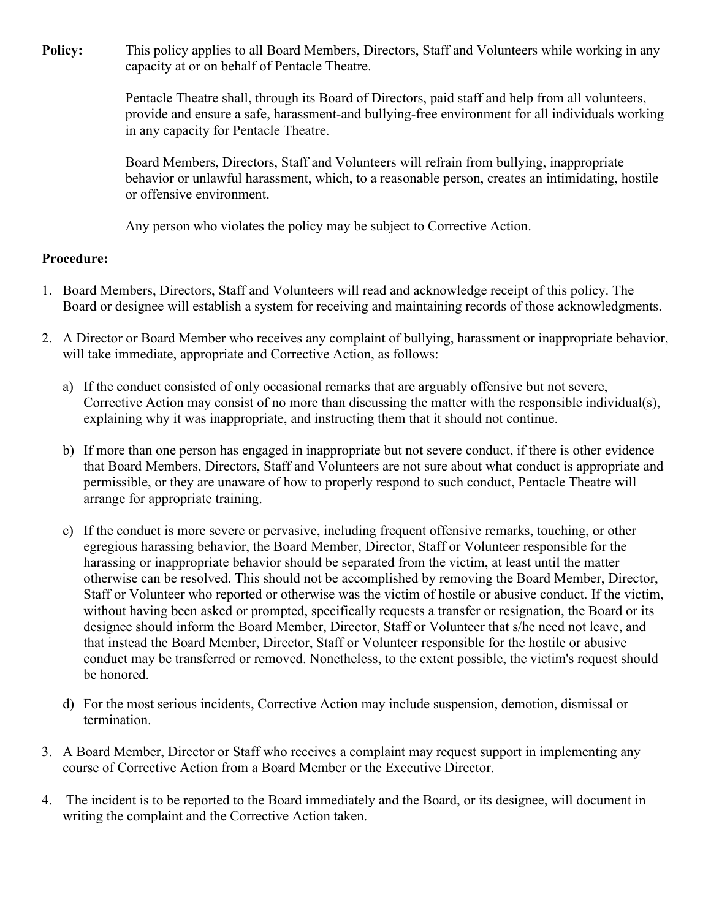**Policy:** This policy applies to all Board Members, Directors, Staff and Volunteers while working in any capacity at or on behalf of Pentacle Theatre.

Pentacle Theatre shall, through its Board of Directors, paid staff and help from all volunteers, provide and ensure a safe, harassment-and bullying-free environment for all individuals working in any capacity for Pentacle Theatre.

Board Members, Directors, Staff and Volunteers will refrain from bullying, inappropriate behavior or unlawful harassment, which, to a reasonable person, creates an intimidating, hostile or offensive environment.

Any person who violates the policy may be subject to Corrective Action.

**Procedure:**

1. Board Members, Directors, Staff and Volunteers will read and acknowledge receipt of this policy. The Board or designee will establish a system for receiving and maintaining records of those acknowledgments.

2. A Director or Board Member who receives any complaint of bullying, harassment or inappropriate behavior, will take immediate, appropriate and Corrective Action, as follows:

    a) If the conduct consisted of only occasional remarks that are arguably offensive but not severe, Corrective Action may consist of no more than discussing the matter with the responsible individual(s), explaining why it was inappropriate, and instructing them that it should not continue.

    b) If more than one person has engaged in inappropriate but not severe conduct, if there is other evidence that Board Members, Directors, Staff and Volunteers are not sure about what conduct is appropriate and permissible, or they are unaware of how to properly respond to such conduct, Pentacle Theatre will arrange for appropriate training.

    c) If the conduct is more severe or pervasive, including frequent offensive remarks, touching, or other egregious harassing behavior, the Board Member, Director, Staff or Volunteer responsible for the harassing or inappropriate behavior should be separated from the victim, at least until the matter otherwise can be resolved. This should not be accomplished by removing the Board Member, Director, Staff or Volunteer who reported or otherwise was the victim of hostile or abusive conduct. If the victim, without having been asked or prompted, specifically requests a transfer or resignation, the Board or its designee should inform the Board Member, Director, Staff or Volunteer that s/he need not leave, and that instead the Board Member, Director, Staff or Volunteer responsible for the hostile or abusive conduct may be transferred or removed. Nonetheless, to the extent possible, the victim's request should be honored.

    d) For the most serious incidents, Corrective Action may include suspension, demotion, dismissal or termination.

3. A Board Member, Director or Staff who receives a complaint may request support in implementing any course of Corrective Action from a Board Member or the Executive Director.

4. The incident is to be reported to the Board immediately and the Board, or its designee, will document in writing the complaint and the Corrective Action taken.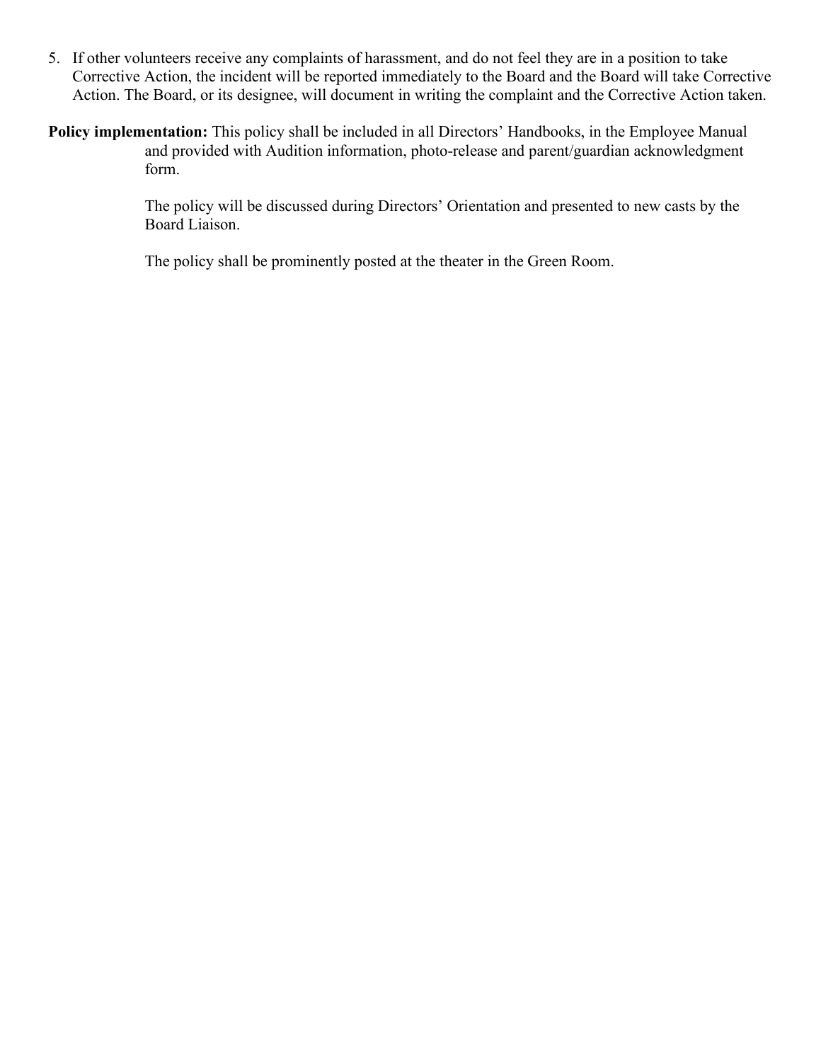5. If other volunteers receive any complaints of harassment, and do not feel they are in a position to take Corrective Action, the incident will be reported immediately to the Board and the Board will take Corrective Action. The Board, or its designee, will document in writing the complaint and the Corrective Action taken.

**Policy implementation:** This policy shall be included in all Directors' Handbooks, in the Employee Manual and provided with Audition information, photo-release and parent/guardian acknowledgment form.

The policy will be discussed during Directors' Orientation and presented to new casts by the Board Liaison.

The policy shall be prominently posted at the theater in the Green Room.